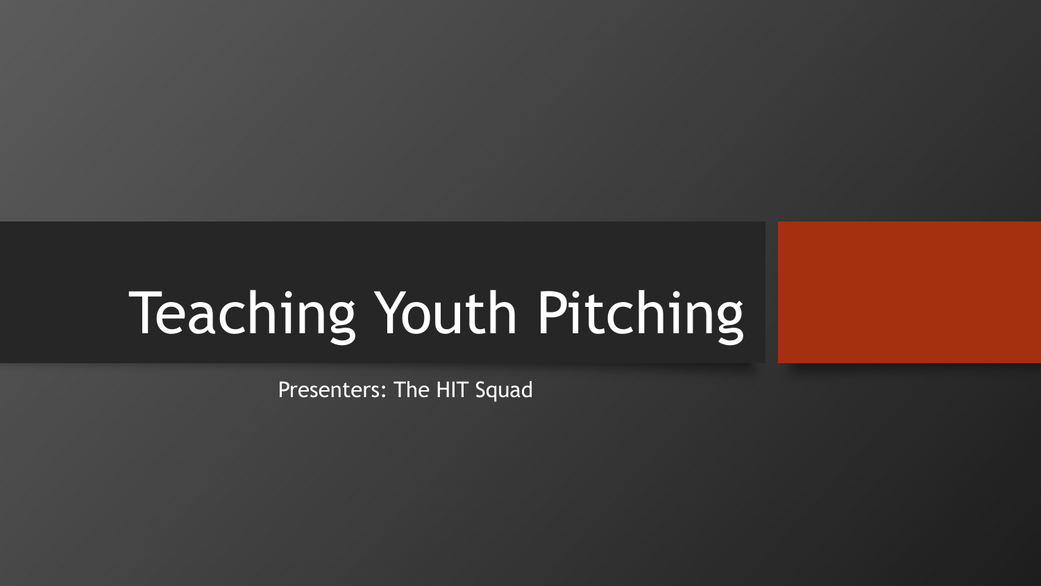# Teaching Youth Pitching

Presenters: The HIT Squad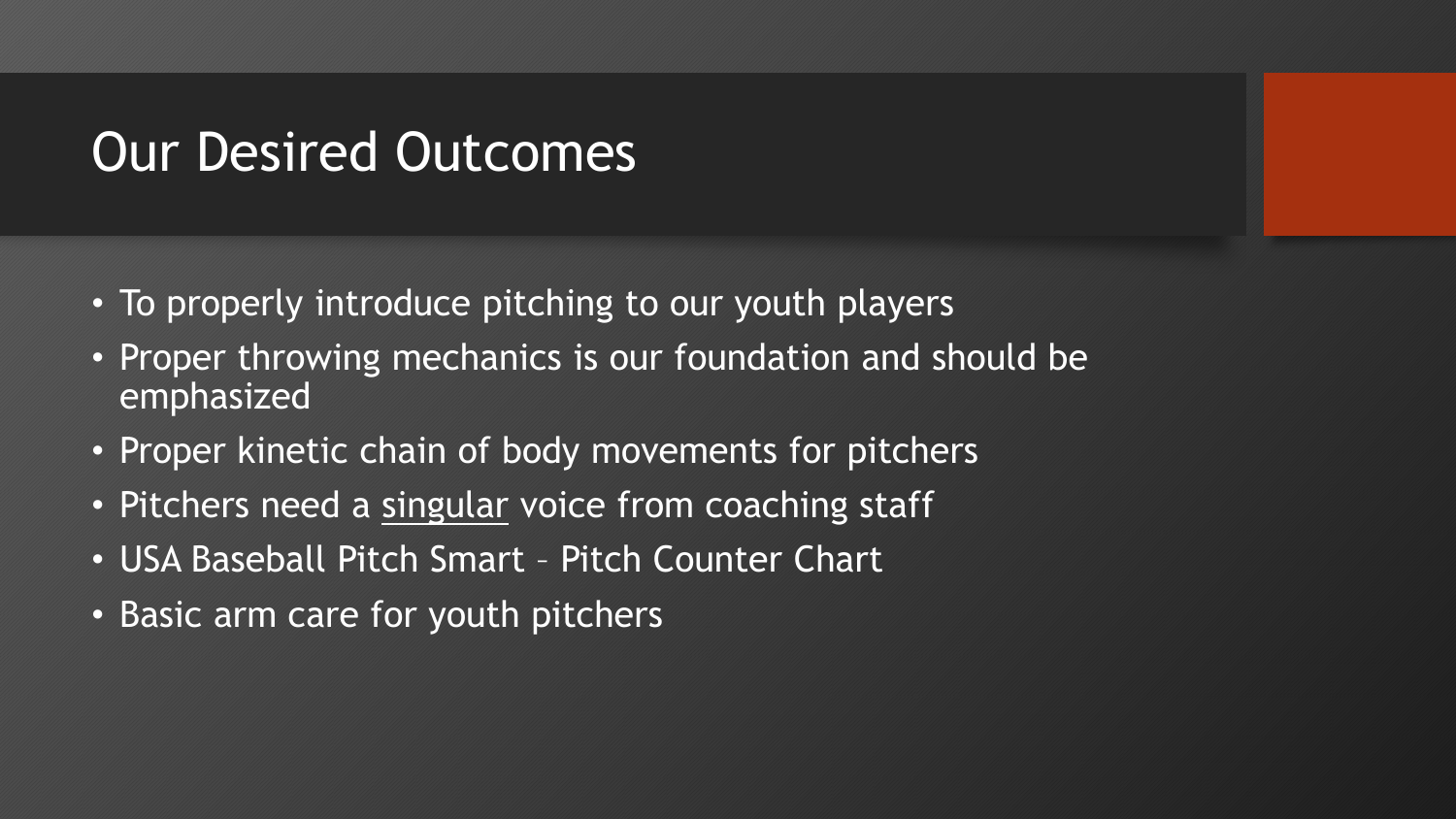# Our Desired Outcomes

- To properly introduce pitching to our youth players
- Proper throwing mechanics is our foundation and should be emphasized
- Proper kinetic chain of body movements for pitchers
- Pitchers need a <u>singular</u> voice from coaching staff
- USA Baseball Pitch Smart – Pitch Counter Chart
- Basic arm care for youth pitchers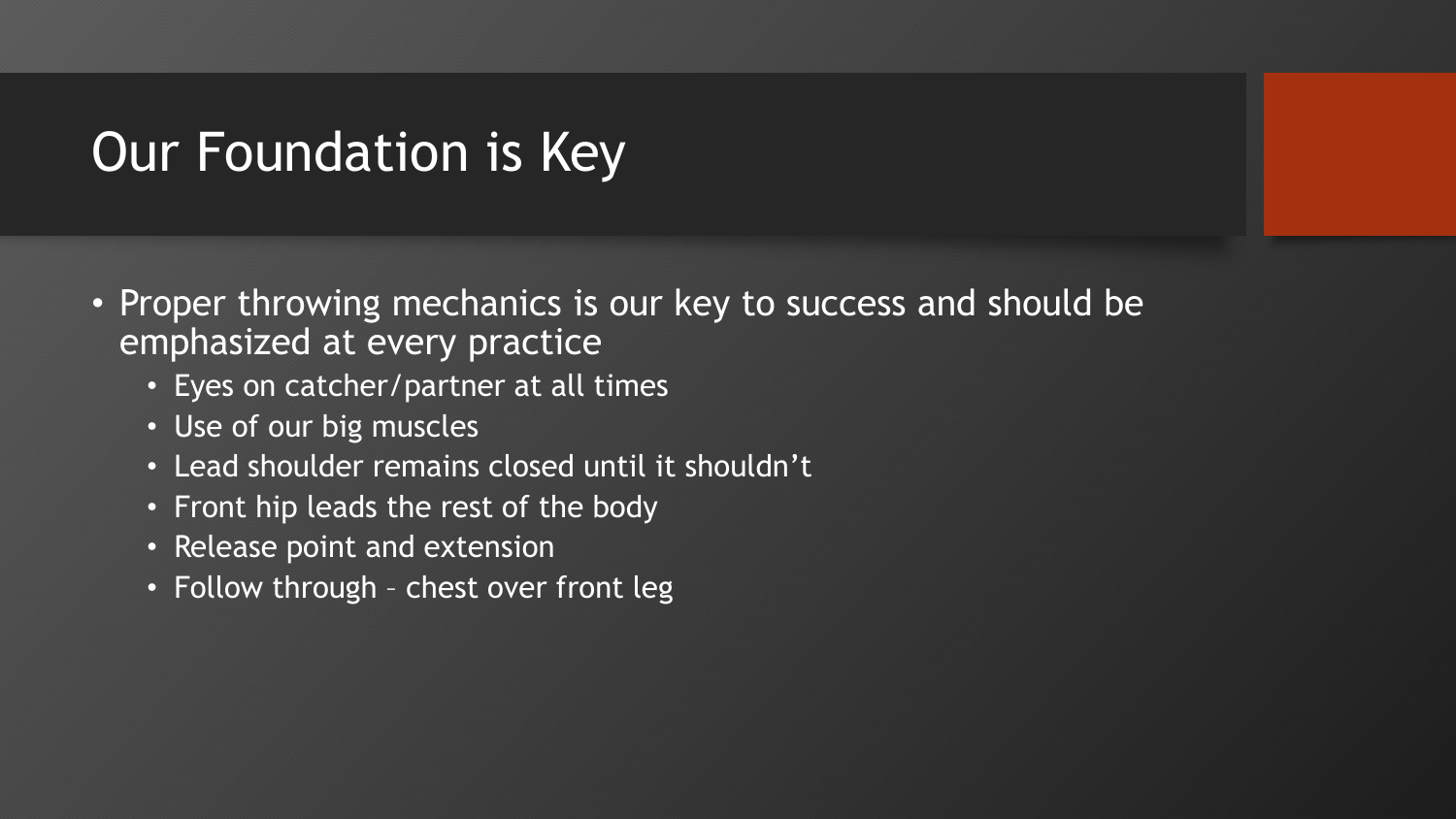# Our Foundation is Key

- Proper throwing mechanics is our key to success and should be emphasized at every practice
  - Eyes on catcher/partner at all times
  - Use of our big muscles
  - Lead shoulder remains closed until it shouldn't
  - Front hip leads the rest of the body
  - Release point and extension
  - Follow through – chest over front leg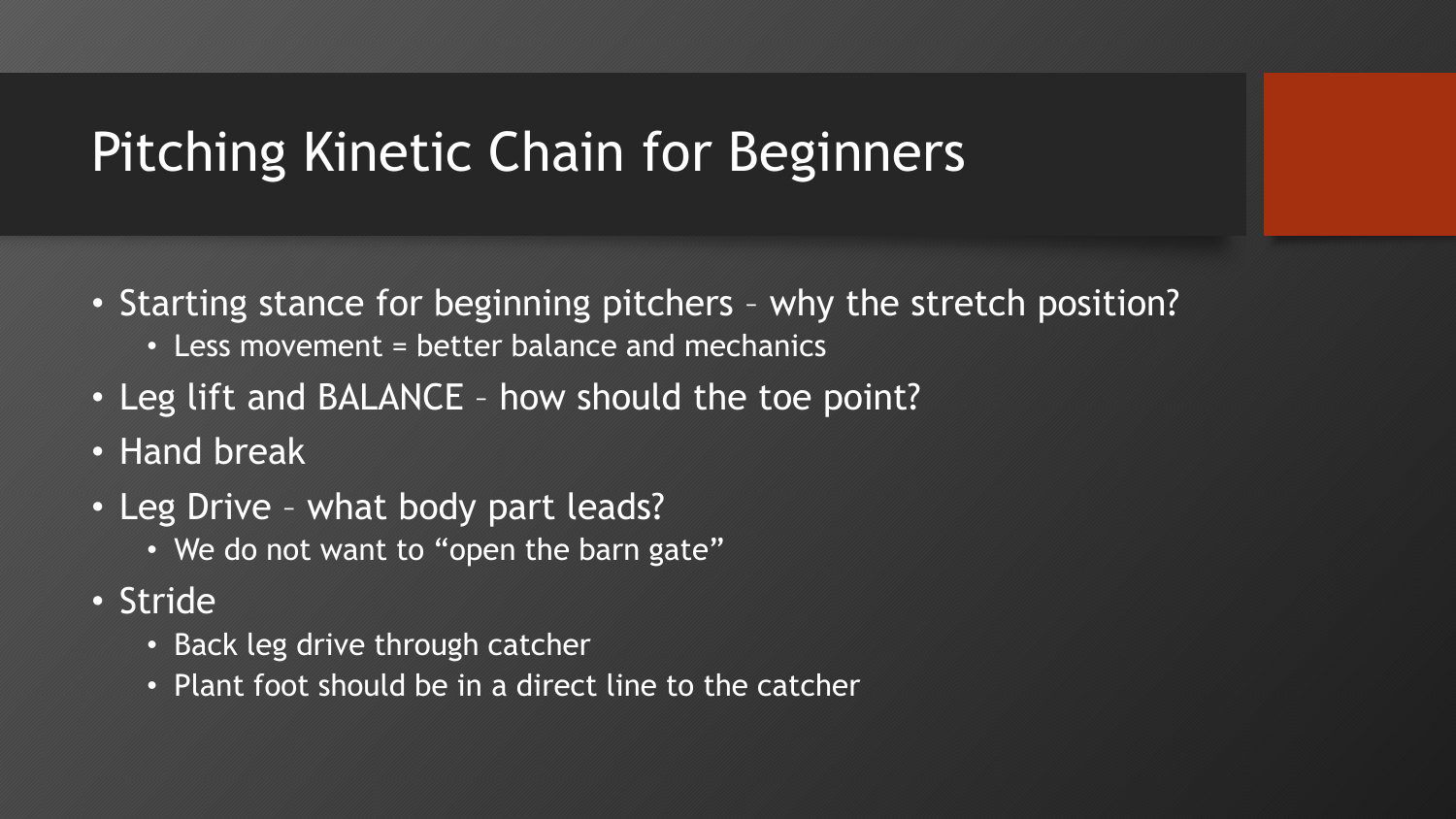# Pitching Kinetic Chain for Beginners

- Starting stance for beginning pitchers – why the stretch position?
  - Less movement = better balance and mechanics
- Leg lift and BALANCE – how should the toe point?
- Hand break
- Leg Drive – what body part leads?
  - We do not want to "open the barn gate"
- Stride
  - Back leg drive through catcher
  - Plant foot should be in a direct line to the catcher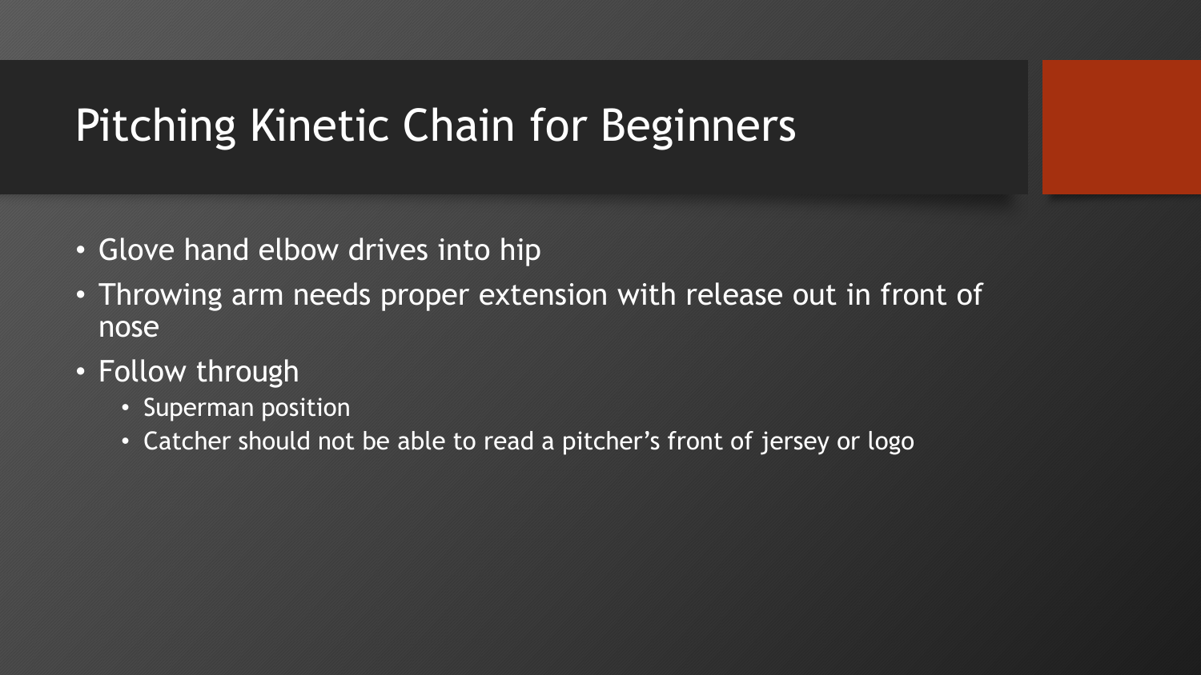# Pitching Kinetic Chain for Beginners

- Glove hand elbow drives into hip
- Throwing arm needs proper extension with release out in front of nose
- Follow through
  - Superman position
  - Catcher should not be able to read a pitcher's front of jersey or logo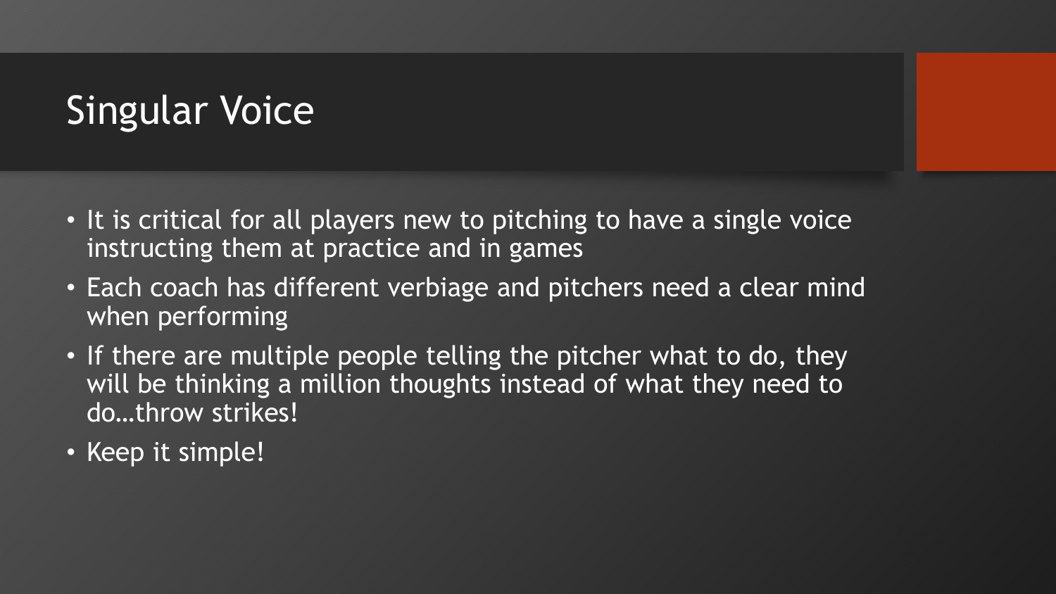# Singular Voice

- It is critical for all players new to pitching to have a single voice instructing them at practice and in games
- Each coach has different verbiage and pitchers need a clear mind when performing
- If there are multiple people telling the pitcher what to do, they will be thinking a million thoughts instead of what they need to do…throw strikes!
- Keep it simple!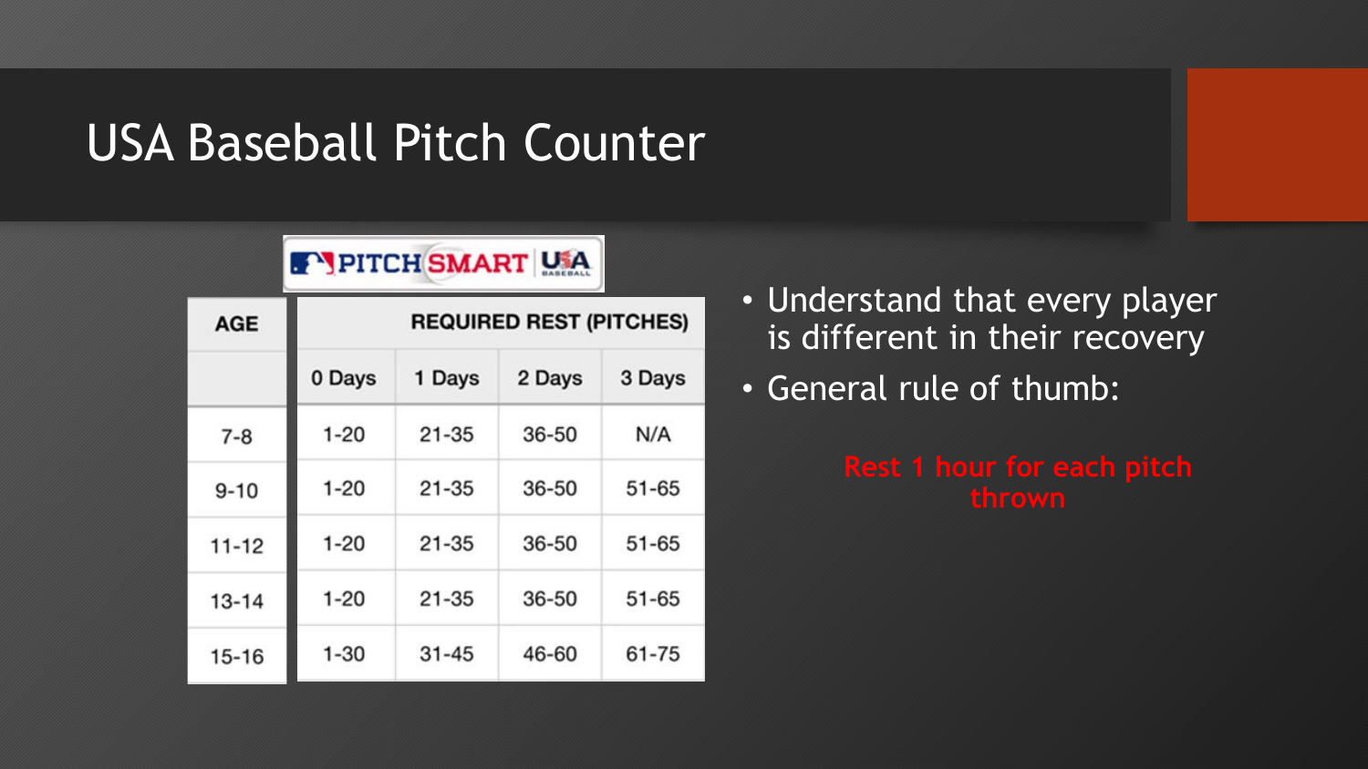# USA Baseball Pitch Counter

PITCH SMART USA BASEBALL

| AGE | REQUIRED REST (PITCHES) | | | |
|---|---|---|---|---|
| | 0 Days | 1 Days | 2 Days | 3 Days |
| 7-8 | 1-20 | 21-35 | 36-50 | N/A |
| 9-10 | 1-20 | 21-35 | 36-50 | 51-65 |
| 11-12 | 1-20 | 21-35 | 36-50 | 51-65 |
| 13-14 | 1-20 | 21-35 | 36-50 | 51-65 |
| 15-16 | 1-30 | 31-45 | 46-60 | 61-75 |

- Understand that every player is different in their recovery
- General rule of thumb:

**Rest 1 hour for each pitch thrown**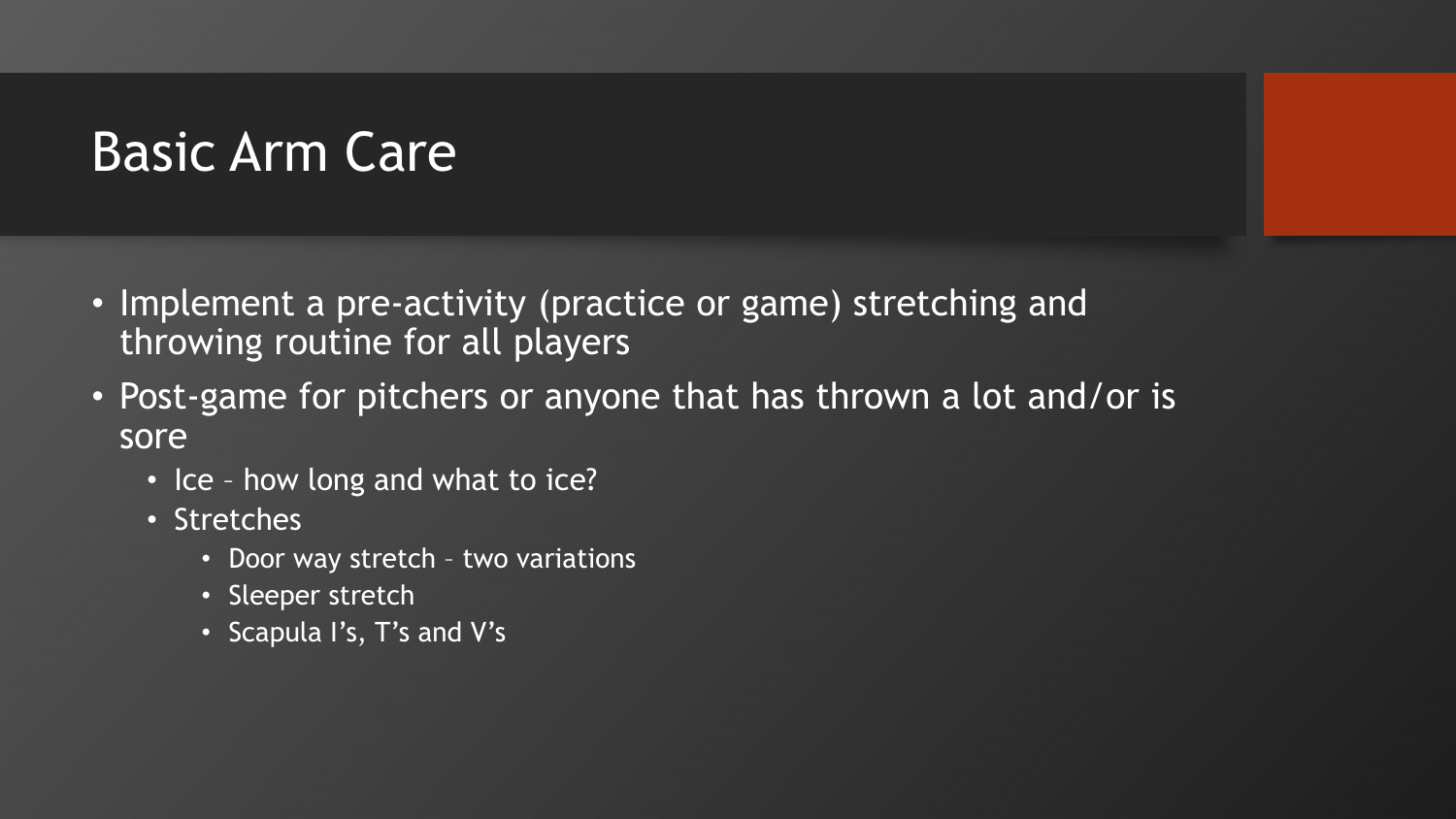# Basic Arm Care

- Implement a pre-activity (practice or game) stretching and throwing routine for all players
- Post-game for pitchers or anyone that has thrown a lot and/or is sore
  - Ice – how long and what to ice?
  - Stretches
    - Door way stretch – two variations
    - Sleeper stretch
    - Scapula I's, T's and V's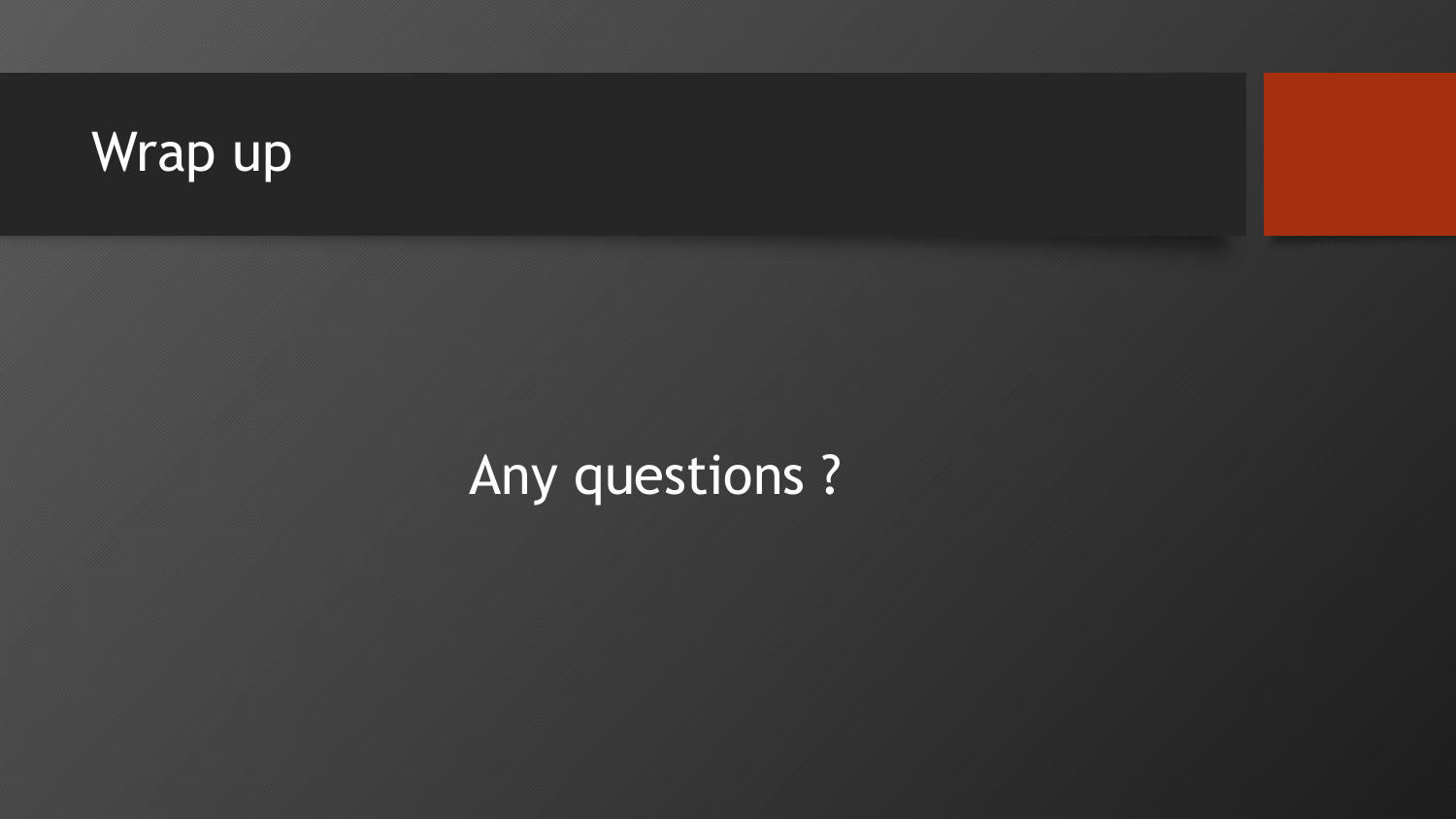# Wrap up

Any questions ?